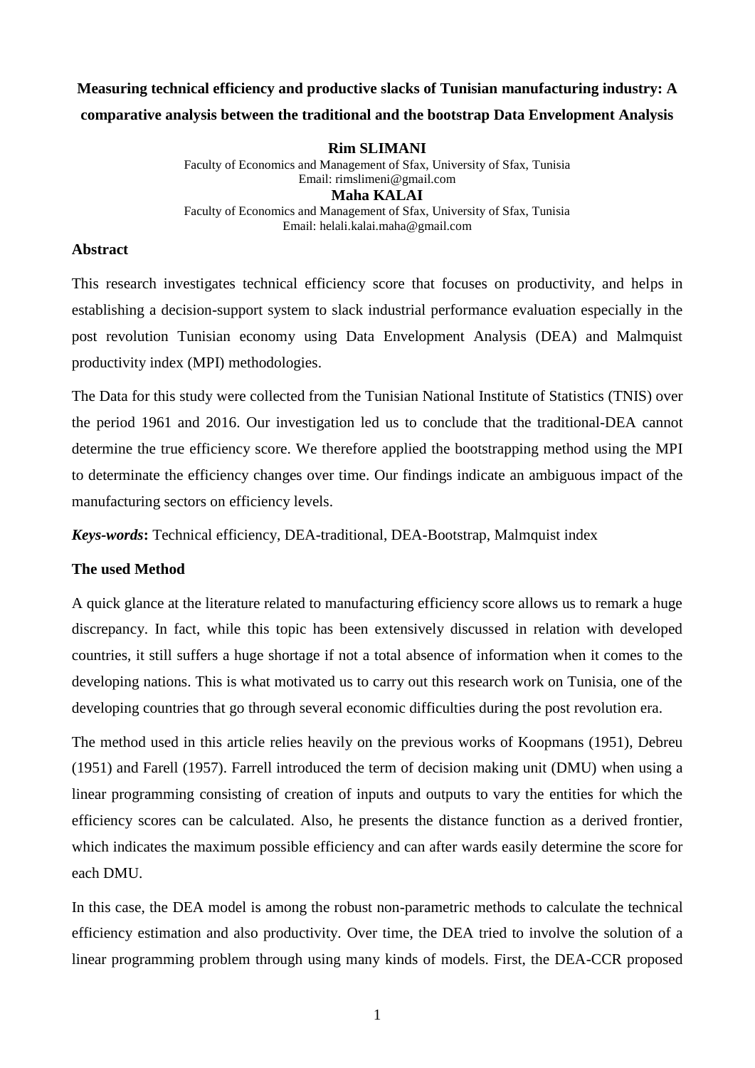# Measuring technical efficiency and productive slacks of Tunisian manufacturing industry: A comparative analysis between the traditional and the bootstrap Data Envelopment Analysis

**Rim SLIMANI**

Faculty of Economics and Management of Sfax, University of Sfax, Tunisia
Email: rimslimeni@gmail.com

**Maha KALAI**

Faculty of Economics and Management of Sfax, University of Sfax, Tunisia
Email: helali.kalai.maha@gmail.com

## Abstract

This research investigates technical efficiency score that focuses on productivity, and helps in establishing a decision-support system to slack industrial performance evaluation especially in the post revolution Tunisian economy using Data Envelopment Analysis (DEA) and Malmquist productivity index (MPI) methodologies.

The Data for this study were collected from the Tunisian National Institute of Statistics (TNIS) over the period 1961 and 2016. Our investigation led us to conclude that the traditional-DEA cannot determine the true efficiency score. We therefore applied the bootstrapping method using the MPI to determinate the efficiency changes over time. Our findings indicate an ambiguous impact of the manufacturing sectors on efficiency levels.

***Keys-words*:** Technical efficiency, DEA-traditional, DEA-Bootstrap, Malmquist index

## The used Method

A quick glance at the literature related to manufacturing efficiency score allows us to remark a huge discrepancy. In fact, while this topic has been extensively discussed in relation with developed countries, it still suffers a huge shortage if not a total absence of information when it comes to the developing nations. This is what motivated us to carry out this research work on Tunisia, one of the developing countries that go through several economic difficulties during the post revolution era.

The method used in this article relies heavily on the previous works of Koopmans (1951), Debreu (1951) and Farell (1957). Farrell introduced the term of decision making unit (DMU) when using a linear programming consisting of creation of inputs and outputs to vary the entities for which the efficiency scores can be calculated. Also, he presents the distance function as a derived frontier, which indicates the maximum possible efficiency and can after wards easily determine the score for each DMU.

In this case, the DEA model is among the robust non-parametric methods to calculate the technical efficiency estimation and also productivity. Over time, the DEA tried to involve the solution of a linear programming problem through using many kinds of models. First, the DEA-CCR proposed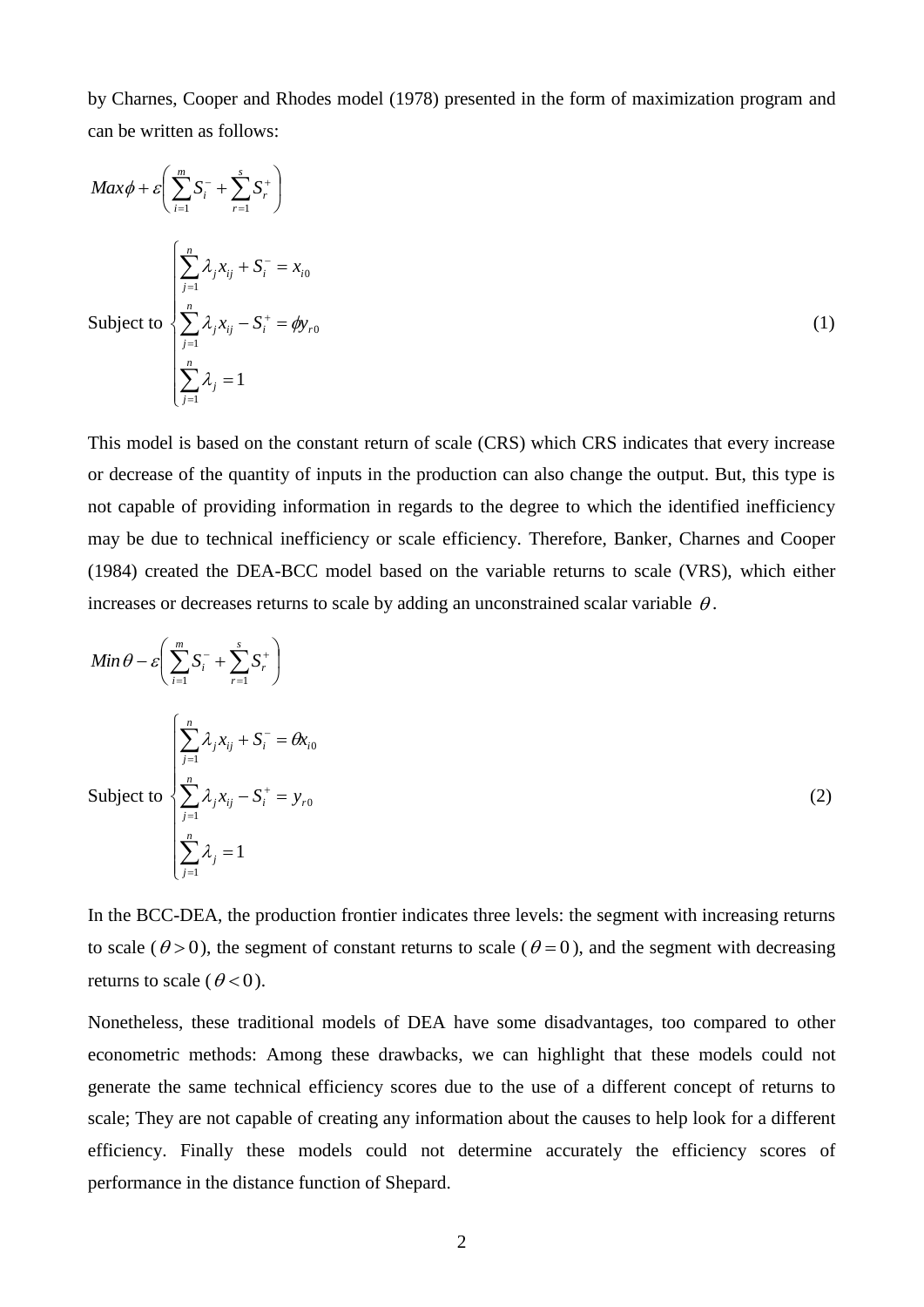by Charnes, Cooper and Rhodes model (1978) presented in the form of maximization program and can be written as follows:

$$Max\phi + \varepsilon\left(\sum_{i=1}^{m} S_i^- + \sum_{r=1}^{s} S_r^+\right)$$

$$\text{Subject to } \begin{cases} \sum_{j=1}^{n} \lambda_j x_{ij} + S_i^- = x_{i0} \\ \sum_{j=1}^{n} \lambda_j x_{ij} - S_i^+ = \phi y_{r0} \\ \sum_{j=1}^{n} \lambda_j = 1 \end{cases} \tag{1}$$

This model is based on the constant return of scale (CRS) which CRS indicates that every increase or decrease of the quantity of inputs in the production can also change the output. But, this type is not capable of providing information in regards to the degree to which the identified inefficiency may be due to technical inefficiency or scale efficiency. Therefore, Banker, Charnes and Cooper (1984) created the DEA-BCC model based on the variable returns to scale (VRS), which either increases or decreases returns to scale by adding an unconstrained scalar variable $\theta$.

$$Min\,\theta - \varepsilon\left(\sum_{i=1}^{m} S_i^- + \sum_{r=1}^{s} S_r^+\right)$$

$$\text{Subject to } \begin{cases} \sum_{j=1}^{n} \lambda_j x_{ij} + S_i^- = \theta x_{i0} \\ \sum_{j=1}^{n} \lambda_j x_{ij} - S_i^+ = y_{r0} \\ \sum_{j=1}^{n} \lambda_j = 1 \end{cases} \tag{2}$$

In the BCC-DEA, the production frontier indicates three levels: the segment with increasing returns to scale ($\theta > 0$), the segment of constant returns to scale ($\theta = 0$), and the segment with decreasing returns to scale ($\theta < 0$).

Nonetheless, these traditional models of DEA have some disadvantages, too compared to other econometric methods: Among these drawbacks, we can highlight that these models could not generate the same technical efficiency scores due to the use of a different concept of returns to scale; They are not capable of creating any information about the causes to help look for a different efficiency. Finally these models could not determine accurately the efficiency scores of performance in the distance function of Shepard.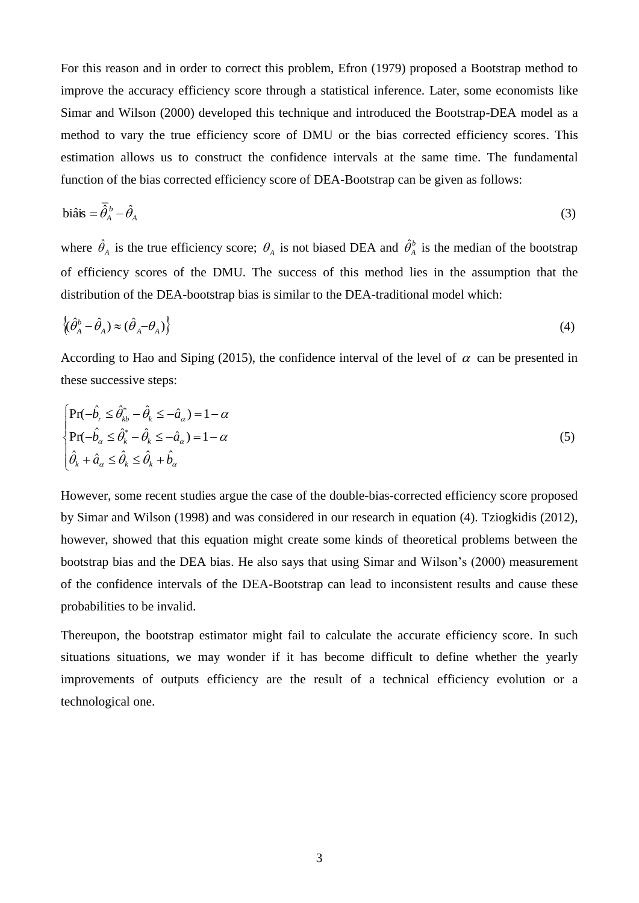For this reason and in order to correct this problem, Efron (1979) proposed a Bootstrap method to improve the accuracy efficiency score through a statistical inference. Later, some economists like Simar and Wilson (2000) developed this technique and introduced the Bootstrap-DEA model as a method to vary the true efficiency score of DMU or the bias corrected efficiency scores. This estimation allows us to construct the confidence intervals at the same time. The fundamental function of the bias corrected efficiency score of DEA-Bootstrap can be given as follows:

$$\text{bi}\hat{\text{a}}\text{is} = \bar{\hat{\theta}}_A^b - \hat{\theta}_A \tag{3}$$

where $\hat{\theta}_A$ is the true efficiency score; $\theta_A$ is not biased DEA and $\hat{\theta}_A^b$ is the median of the bootstrap of efficiency scores of the DMU. The success of this method lies in the assumption that the distribution of the DEA-bootstrap bias is similar to the DEA-traditional model which:

$$\left\{ (\hat{\theta}_A^b - \hat{\theta}_A) \approx (\hat{\theta}_A - \theta_A) \right\} \tag{4}$$

According to Hao and Siping (2015), the confidence interval of the level of $\alpha$ can be presented in these successive steps:

$$\begin{cases} \Pr(-\hat{b}_r \leq \hat{\theta}_{kb}^* - \hat{\theta}_k \leq -\hat{a}_\alpha) = 1 - \alpha \\ \Pr(-\hat{b}_\alpha \leq \hat{\theta}_k^* - \hat{\theta}_k \leq -\hat{a}_\alpha) = 1 - \alpha \\ \hat{\theta}_k + \hat{a}_\alpha \leq \hat{\theta}_k \leq \hat{\theta}_k + \hat{b}_\alpha \end{cases} \tag{5}$$

However, some recent studies argue the case of the double-bias-corrected efficiency score proposed by Simar and Wilson (1998) and was considered in our research in equation (4). Tziogkidis (2012), however, showed that this equation might create some kinds of theoretical problems between the bootstrap bias and the DEA bias. He also says that using Simar and Wilson's (2000) measurement of the confidence intervals of the DEA-Bootstrap can lead to inconsistent results and cause these probabilities to be invalid.

Thereupon, the bootstrap estimator might fail to calculate the accurate efficiency score. In such situations situations, we may wonder if it has become difficult to define whether the yearly improvements of outputs efficiency are the result of a technical efficiency evolution or a technological one.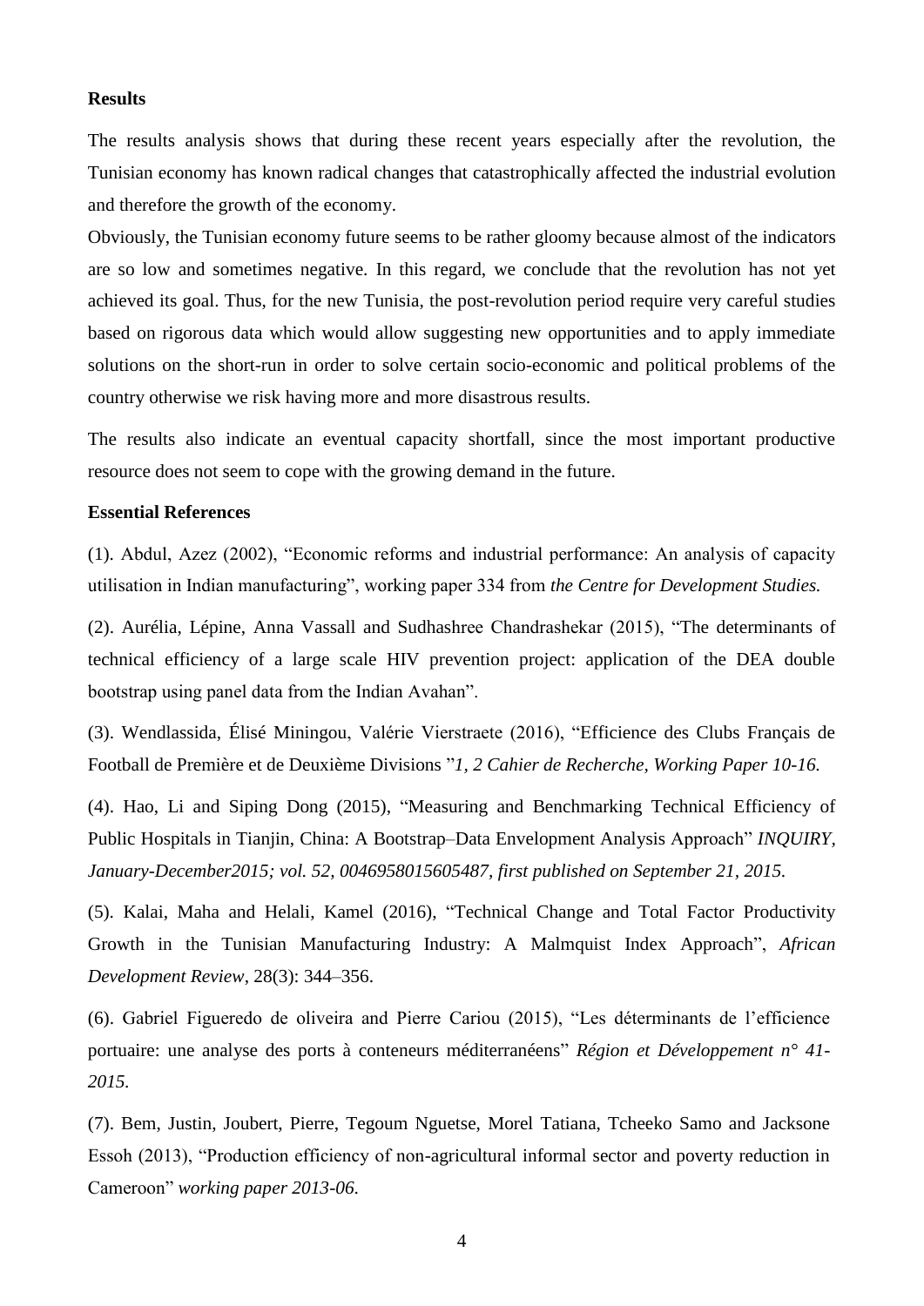**Results**

The results analysis shows that during these recent years especially after the revolution, the Tunisian economy has known radical changes that catastrophically affected the industrial evolution and therefore the growth of the economy.

Obviously, the Tunisian economy future seems to be rather gloomy because almost of the indicators are so low and sometimes negative. In this regard, we conclude that the revolution has not yet achieved its goal. Thus, for the new Tunisia, the post-revolution period require very careful studies based on rigorous data which would allow suggesting new opportunities and to apply immediate solutions on the short-run in order to solve certain socio-economic and political problems of the country otherwise we risk having more and more disastrous results.

The results also indicate an eventual capacity shortfall, since the most important productive resource does not seem to cope with the growing demand in the future.

**Essential References**

(1). Abdul, Azez (2002), "Economic reforms and industrial performance: An analysis of capacity utilisation in Indian manufacturing", working paper 334 from *the Centre for Development Studies.*

(2). Aurélia, Lépine, Anna Vassall and Sudhashree Chandrashekar (2015), "The determinants of technical efficiency of a large scale HIV prevention project: application of the DEA double bootstrap using panel data from the Indian Avahan".

(3). Wendlassida, Élisé Miningou, Valérie Vierstraete (2016), "Efficience des Clubs Français de Football de Première et de Deuxième Divisions "*1, 2 Cahier de Recherche, Working Paper 10-16.*

(4). Hao, Li and Siping Dong (2015), "Measuring and Benchmarking Technical Efficiency of Public Hospitals in Tianjin, China: A Bootstrap–Data Envelopment Analysis Approach" *INQUIRY, January-December2015; vol. 52, 0046958015605487, first published on September 21, 2015.*

(5). Kalai, Maha and Helali, Kamel (2016), "Technical Change and Total Factor Productivity Growth in the Tunisian Manufacturing Industry: A Malmquist Index Approach", *African Development Review*, 28(3): 344–356.

(6). Gabriel Figueredo de oliveira and Pierre Cariou (2015), "Les déterminants de l'efficience portuaire: une analyse des ports à conteneurs méditerranéens" *Région et Développement n° 41-2015.*

(7). Bem, Justin, Joubert, Pierre, Tegoum Nguetse, Morel Tatiana, Tcheeko Samo and Jacksone Essoh (2013), "Production efficiency of non-agricultural informal sector and poverty reduction in Cameroon" *working paper 2013-06.*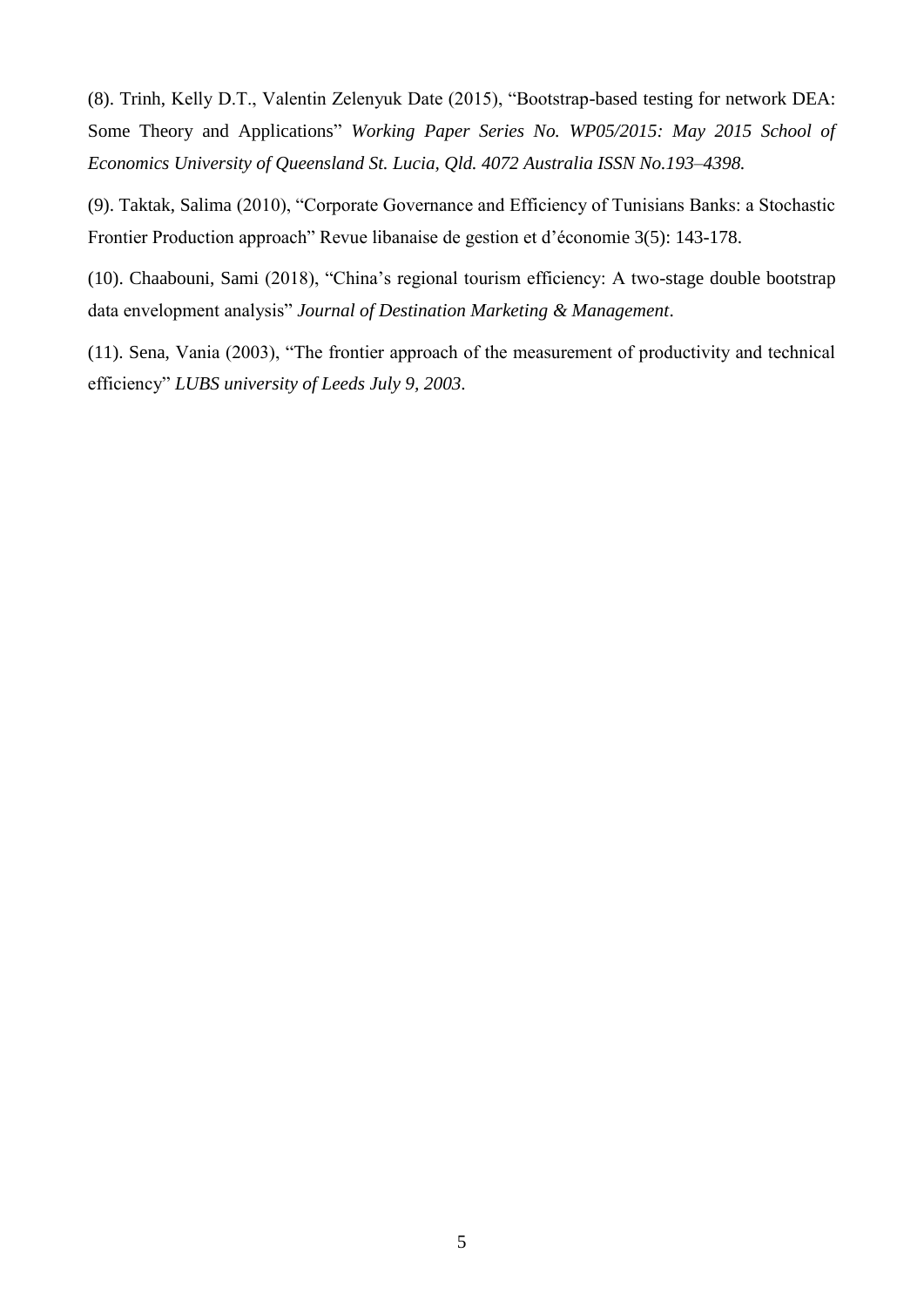(8). Trinh, Kelly D.T., Valentin Zelenyuk Date (2015), "Bootstrap-based testing for network DEA: Some Theory and Applications" *Working Paper Series No. WP05/2015: May 2015 School of Economics University of Queensland St. Lucia, Qld. 4072 Australia ISSN No.193–4398.*

(9). Taktak, Salima (2010), "Corporate Governance and Efficiency of Tunisians Banks: a Stochastic Frontier Production approach" Revue libanaise de gestion et d'économie 3(5): 143-178.

(10). Chaabouni, Sami (2018), "China's regional tourism efficiency: A two-stage double bootstrap data envelopment analysis" *Journal of Destination Marketing & Management*.

(11). Sena, Vania (2003), "The frontier approach of the measurement of productivity and technical efficiency" *LUBS university of Leeds July 9, 2003*.